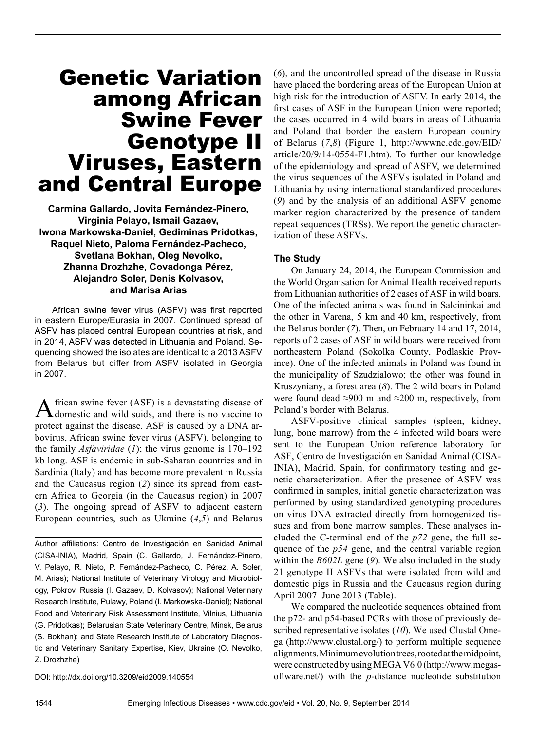# Genetic Variation among African Swine Fever Genotype II Viruses, Eastern and Central Europe

**Carmina Gallardo, Jovita Fernández-Pinero, Virginia Pelayo, Ismail Gazaev, Iwona Markowska-Daniel, Gediminas Pridotkas, Raquel Nieto, Paloma Fernández-Pacheco, Svetlana Bokhan, Oleg Nevolko, Zhanna Drozhzhe, Covadonga Pérez, Alejandro Soler, Denis Kolvasov, and Marisa Arias**

African swine fever virus (ASFV) was first reported in eastern Europe/Eurasia in 2007. Continued spread of ASFV has placed central European countries at risk, and in 2014, ASFV was detected in Lithuania and Poland. Sequencing showed the isolates are identical to a 2013 ASFV from Belarus but differ from ASFV isolated in Georgia in 2007.

African swine fever (ASF) is a devastating disease of domestic and wild suids, and there is no vaccine to protect against the disease. ASF is caused by a DNA arbovirus, African swine fever virus (ASFV), belonging to the family *Asfaviridae* (*1*); the virus genome is 170–192 kb long. ASF is endemic in sub-Saharan countries and in Sardinia (Italy) and has become more prevalent in Russia and the Caucasus region (*2*) since its spread from eastern Africa to Georgia (in the Caucasus region) in 2007 (*3*). The ongoing spread of ASFV to adjacent eastern European countries, such as Ukraine (*4*,*5*) and Belarus (*6*), and the uncontrolled spread of the disease in Russia have placed the bordering areas of the European Union at high risk for the introduction of ASFV. In early 2014, the first cases of ASF in the European Union were reported; the cases occurred in 4 wild boars in areas of Lithuania and Poland that border the eastern European country of Belarus (*7*,*8*) (Figure 1, http://wwwnc.cdc.gov/EID/article/20/9/14-0554-F1.htm). To further our knowledge of the epidemiology and spread of ASFV, we determined the virus sequences of the ASFVs isolated in Poland and Lithuania by using international standardized procedures (*9*) and by the analysis of an additional ASFV genome marker region characterized by the presence of tandem repeat sequences (TRSs). We report the genetic characterization of these ASFVs.

Author affiliations: Centro de Investigación en Sanidad Animal (CISA-INIA), Madrid, Spain (C. Gallardo, J. Fernández-Pinero, V. Pelayo, R. Nieto, P. Fernández-Pacheco, C. Pérez, A. Soler, M. Arias); National Institute of Veterinary Virology and Microbiology, Pokrov, Russia (I. Gazaev, D. Kolvasov); National Veterinary Research Institute, Pulawy, Poland (I. Markowska-Daniel); National Food and Veterinary Risk Assessment Institute, Vilnius, Lithuania (G. Pridotkas); Belarusian State Veterinary Centre, Minsk, Belarus (S. Bokhan); and State Research Institute of Laboratory Diagnostic and Veterinary Sanitary Expertise, Kiev, Ukraine (O. Nevolko, Z. Drozhzhe)

DOI: http://dx.doi.org/10.3209/eid2009.140554

## The Study

On January 24, 2014, the European Commission and the World Organisation for Animal Health received reports from Lithuanian authorities of 2 cases of ASF in wild boars. One of the infected animals was found in Salcininkai and the other in Varena, 5 km and 40 km, respectively, from the Belarus border (*7*). Then, on February 14 and 17, 2014, reports of 2 cases of ASF in wild boars were received from northeastern Poland (Sokolka County, Podlaskie Province). One of the infected animals in Poland was found in the municipality of Szudzialowo; the other was found in Kruszyniany, a forest area (*8*). The 2 wild boars in Poland were found dead ≈900 m and ≈200 m, respectively, from Poland's border with Belarus.

ASFV-positive clinical samples (spleen, kidney, lung, bone marrow) from the 4 infected wild boars were sent to the European Union reference laboratory for ASF, Centro de Investigación en Sanidad Animal (CISA-INIA), Madrid, Spain, for confirmatory testing and genetic characterization. After the presence of ASFV was confirmed in samples, initial genetic characterization was performed by using standardized genotyping procedures on virus DNA extracted directly from homogenized tissues and from bone marrow samples. These analyses included the C-terminal end of the *p72* gene, the full sequence of the *p54* gene, and the central variable region within the *B602L* gene (*9*). We also included in the study 21 genotype II ASFVs that were isolated from wild and domestic pigs in Russia and the Caucasus region during April 2007–June 2013 (Table).

We compared the nucleotide sequences obtained from the p72- and p54-based PCRs with those of previously described representative isolates (*10*). We used Clustal Omega (http://www.clustal.org/) to perform multiple sequence alignments. Minimum evolution trees, rooted at the midpoint, were constructed by using MEGA V6.0 (http://www.megasoftware.net/) with the *p*-distance nucleotide substitution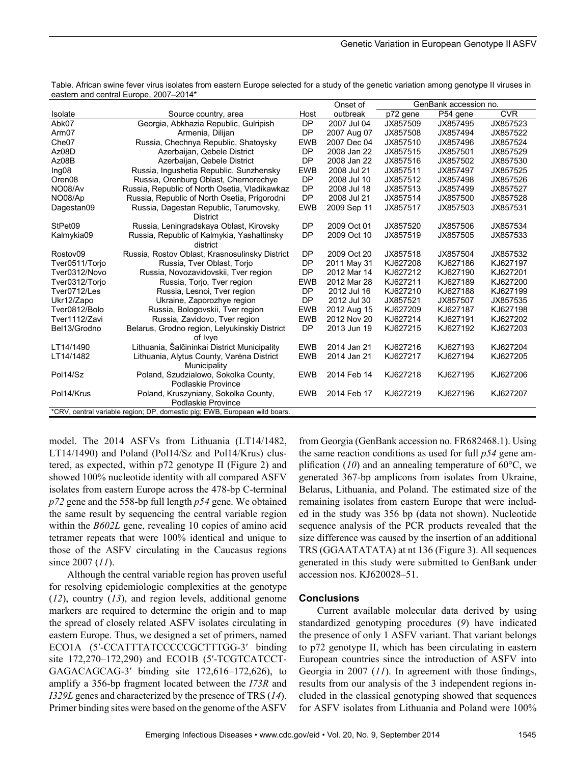Table. African swine fever virus isolates from eastern Europe selected for a study of the genetic variation among genotype II viruses in eastern and central Europe, 2007–2014*

| Isolate | Source country, area | Host | Onset of outbreak | GenBank accession no. | | |
|---|---|---|---|---|---|---|
| | | | | p72 gene | P54 gene | CVR |
| Abk07 | Georgia, Abkhazia Republic, Gulripish | DP | 2007 Jul 04 | JX857509 | JX857495 | JX857523 |
| Arm07 | Armenia, Dilijan | DP | 2007 Aug 07 | JX857508 | JX857494 | JX857522 |
| Che07 | Russia, Chechnya Republic, Shatoysky | EWB | 2007 Dec 04 | JX857510 | JX857496 | JX857524 |
| Az08D | Azerbaijan, Qebele District | DP | 2008 Jan 22 | JX857515 | JX857501 | JX857529 |
| Az08B | Azerbaijan, Qebele District | DP | 2008 Jan 22 | JX857516 | JX857502 | JX857530 |
| Ing08 | Russia, Ingushetia Republic, Sunzhensky | EWB | 2008 Jul 21 | JX857511 | JX857497 | JX857525 |
| Oren08 | Russia, Orenburg Oblast, Chernorechye | DP | 2008 Jul 10 | JX857512 | JX857498 | JX857526 |
| NO08/Av | Russia, Republic of North Osetia, Vladikawkaz | DP | 2008 Jul 18 | JX857513 | JX857499 | JX857527 |
| NO08/Ap | Russia, Republic of North Osetia, Prigorodni | DP | 2008 Jul 21 | JX857514 | JX857500 | JX857528 |
| Dagestan09 | Russia, Dagestan Republic, Tarumovsky, District | EWB | 2009 Sep 11 | JX857517 | JX857503 | JX857531 |
| StPet09 | Russia, Leningradskaya Oblast, Kirovsky | DP | 2009 Oct 01 | JX857520 | JX857506 | JX857534 |
| Kalmykia09 | Russia, Republic of Kalmykia, Yashaltinsky district | DP | 2009 Oct 10 | JX857519 | JX857505 | JX857533 |
| Rostov09 | Russia, Rostov Oblast, Krasnosulinsky District | DP | 2009 Oct 20 | JX857518 | JX857504 | JX857532 |
| Tver0511/Torjo | Russia, Tver Oblast, Torjo | DP | 2011 May 31 | KJ627208 | KJ627186 | KJ627197 |
| Tver0312/Novo | Russia, Novozavidovskii, Tver region | DP | 2012 Mar 14 | KJ627212 | KJ627190 | KJ627201 |
| Tver0312/Torjo | Russia, Torjo, Tver region | EWB | 2012 Mar 28 | KJ627211 | KJ627189 | KJ627200 |
| Tver0712/Les | Russia, Lesnoi, Tver region | DP | 2012 Jul 16 | KJ627210 | KJ627188 | KJ627199 |
| Ukr12/Zapo | Ukraine, Zaporozhye region | DP | 2012 Jul 30 | JX857521 | JX857507 | JX857535 |
| Tver0812/Bolo | Russia, Bologovskii, Tver region | EWB | 2012 Aug 15 | KJ627209 | KJ627187 | KJ627198 |
| Tver1112/Zavi | Russia, Zavidovo, Tver region | EWB | 2012 Nov 20 | KJ627214 | KJ627191 | KJ627202 |
| Bel13/Grodno | Belarus, Grodno region, Lelyukinskiy District of Ivye | DP | 2013 Jun 19 | KJ627215 | KJ627192 | KJ627203 |
| LT14/1490 | Lithuania, Šalčininkai District Municipality | EWB | 2014 Jan 21 | KJ627216 | KJ627193 | KJ627204 |
| LT14/1482 | Lithuania, Alytus County, Varėna District Municipality | EWB | 2014 Jan 21 | KJ627217 | KJ627194 | KJ627205 |
| Pol14/Sz | Poland, Szudzialowo, Sokolka County, Podlaskie Province | EWB | 2014 Feb 14 | KJ627218 | KJ627195 | KJ627206 |
| Pol14/Krus | Poland, Kruszyniany, Sokolka County, Podlaskie Province | EWB | 2014 Feb 17 | KJ627219 | KJ627196 | KJ627207 |

*CRV, central variable region; DP, domestic pig; EWB, European wild boars.

model. The 2014 ASFVs from Lithuania (LT14/1482, LT14/1490) and Poland (Pol14/Sz and Pol14/Krus) clustered, as expected, within p72 genotype II (Figure 2) and showed 100% nucleotide identity with all compared ASFV isolates from eastern Europe across the 478-bp C-terminal *p72* gene and the 558-bp full length *p54* gene. We obtained the same result by sequencing the central variable region within the *B602L* gene, revealing 10 copies of amino acid tetramer repeats that were 100% identical and unique to those of the ASFV circulating in the Caucasus regions since 2007 (*11*).

Although the central variable region has proven useful for resolving epidemiologic complexities at the genotype (*12*), country (*13*), and region levels, additional genome markers are required to determine the origin and to map the spread of closely related ASFV isolates circulating in eastern Europe. Thus, we designed a set of primers, named ECO1A (5′-CCATTTATCCCCCGCTTTGG-3′ binding site 172,270–172,290) and ECO1B (5′-TCGTCATCCT-GAGACAGCAG-3′ binding site 172,616–172,626), to amplify a 356-bp fragment located between the *I73R* and *I329L* genes and characterized by the presence of TRS (*14*). Primer binding sites were based on the genome of the ASFV from Georgia (GenBank accession no. FR682468.1). Using the same reaction conditions as used for full *p54* gene amplification (*10*) and an annealing temperature of 60°C, we generated 367-bp amplicons from isolates from Ukraine, Belarus, Lithuania, and Poland. The estimated size of the remaining isolates from eastern Europe that were included in the study was 356 bp (data not shown). Nucleotide sequence analysis of the PCR products revealed that the size difference was caused by the insertion of an additional TRS (GGAATATATA) at nt 136 (Figure 3). All sequences generated in this study were submitted to GenBank under accession nos. KJ620028–51.

## Conclusions

Current available molecular data derived by using standardized genotyping procedures (*9*) have indicated the presence of only 1 ASFV variant. That variant belongs to p72 genotype II, which has been circulating in eastern European countries since the introduction of ASFV into Georgia in 2007 (*11*). In agreement with those findings, results from our analysis of the 3 independent regions included in the classical genotyping showed that sequences for ASFV isolates from Lithuania and Poland were 100%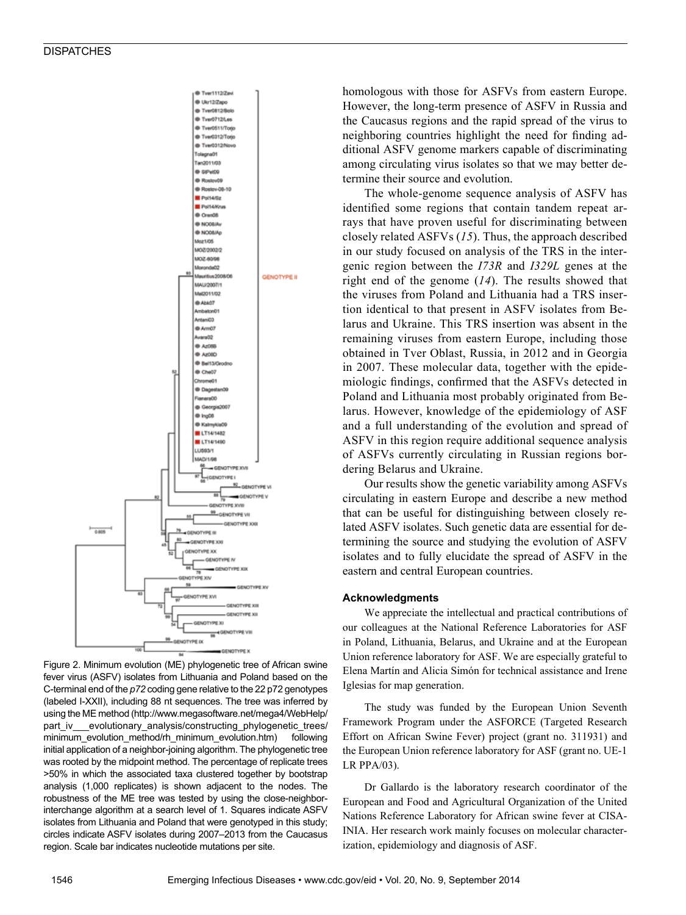Figure 2. Minimum evolution (ME) phylogenetic tree of African swine fever virus (ASFV) isolates from Lithuania and Poland based on the C-terminal end of the *p72* coding gene relative to the 22 p72 genotypes (labeled I-XXII), including 88 nt sequences. The tree was inferred by using the ME method (http://www.megasoftware.net/mega4/WebHelp/part_iv___evolutionary_analysis/constructing_phylogenetic_trees/minimum_evolution_method/rh_minimum_evolution.htm) following initial application of a neighbor-joining algorithm. The phylogenetic tree was rooted by the midpoint method. The percentage of replicate trees >50% in which the associated taxa clustered together by bootstrap analysis (1,000 replicates) is shown adjacent to the nodes. The robustness of the ME tree was tested by using the close-neighbor-interchange algorithm at a search level of 1. Squares indicate ASFV isolates from Lithuania and Poland that were genotyped in this study; circles indicate ASFV isolates during 2007–2013 from the Caucasus region. Scale bar indicates nucleotide mutations per site.

homologous with those for ASFVs from eastern Europe. However, the long-term presence of ASFV in Russia and the Caucasus regions and the rapid spread of the virus to neighboring countries highlight the need for finding additional ASFV genome markers capable of discriminating among circulating virus isolates so that we may better determine their source and evolution.

The whole-genome sequence analysis of ASFV has identified some regions that contain tandem repeat arrays that have proven useful for discriminating between closely related ASFVs (*15*). Thus, the approach described in our study focused on analysis of the TRS in the intergenic region between the *I73R* and *I329L* genes at the right end of the genome (*14*). The results showed that the viruses from Poland and Lithuania had a TRS insertion identical to that present in ASFV isolates from Belarus and Ukraine. This TRS insertion was absent in the remaining viruses from eastern Europe, including those obtained in Tver Oblast, Russia, in 2012 and in Georgia in 2007. These molecular data, together with the epidemiologic findings, confirmed that the ASFVs detected in Poland and Lithuania most probably originated from Belarus. However, knowledge of the epidemiology of ASF and a full understanding of the evolution and spread of ASFV in this region require additional sequence analysis of ASFVs currently circulating in Russian regions bordering Belarus and Ukraine.

Our results show the genetic variability among ASFVs circulating in eastern Europe and describe a new method that can be useful for distinguishing between closely related ASFV isolates. Such genetic data are essential for determining the source and studying the evolution of ASFV isolates and to fully elucidate the spread of ASFV in the eastern and central European countries.

#### Acknowledgments

We appreciate the intellectual and practical contributions of our colleagues at the National Reference Laboratories for ASF in Poland, Lithuania, Belarus, and Ukraine and at the European Union reference laboratory for ASF. We are especially grateful to Elena Martín and Alicia Simón for technical assistance and Irene Iglesias for map generation.

The study was funded by the European Union Seventh Framework Program under the ASFORCE (Targeted Research Effort on African Swine Fever) project (grant no. 311931) and the European Union reference laboratory for ASF (grant no. UE-1 LR PPA/03).

Dr Gallardo is the laboratory research coordinator of the European and Food and Agricultural Organization of the United Nations Reference Laboratory for African swine fever at CISA-INIA. Her research work mainly focuses on molecular characterization, epidemiology and diagnosis of ASF.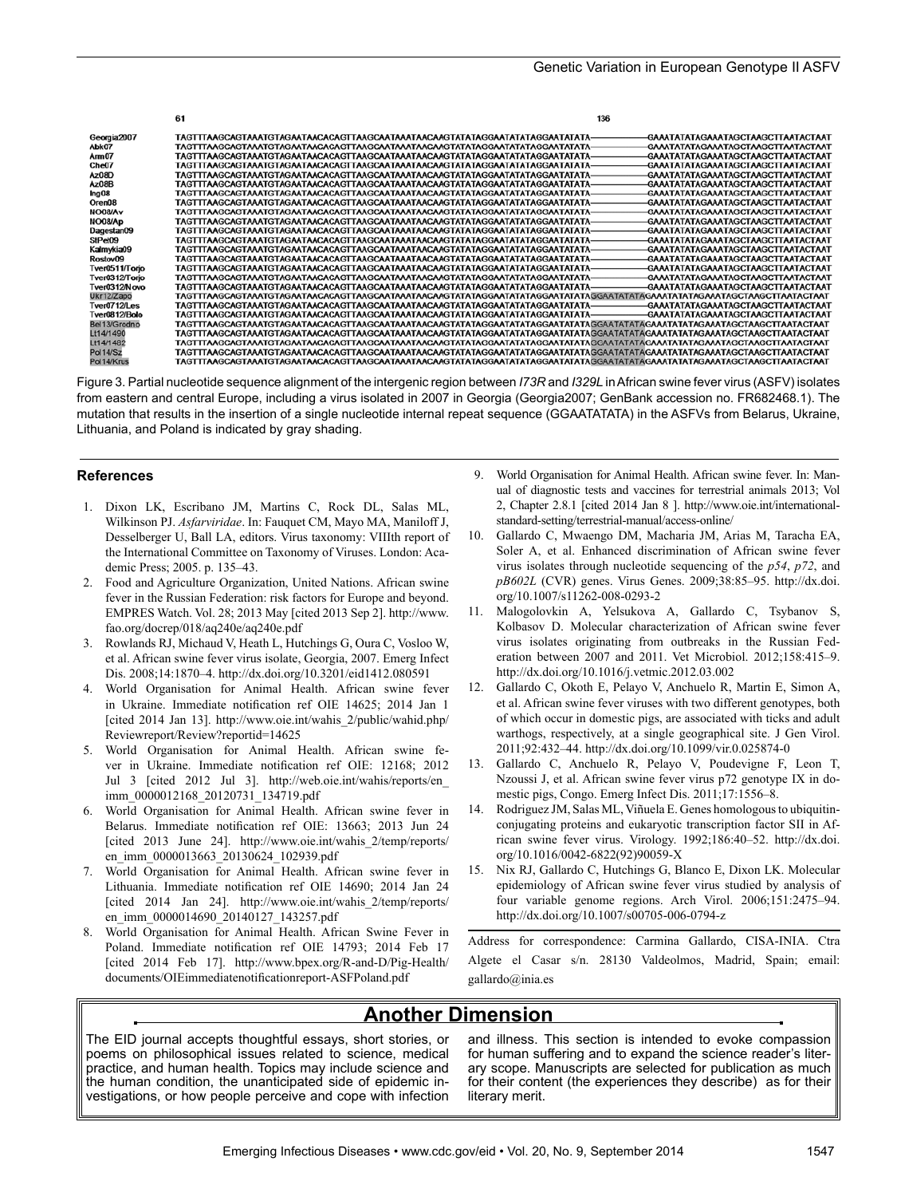```
              61                                                                                    136
Georgia2007   TAGTTTAAGCAGTAAATGTAGAATAACACAGTTAAGCAATAAATAACAAGTATATAGGAATATATAGGAATATATA----------GAAATATATAGAAATAGCTAAGCTTAATACTAAT
Abk07         TAGTTTAAGCAGTAAATGTAGAATAACACAGTTAAGCAATAAATAACAAGTATATAGGAATATATAGGAATATATA----------GAAATATATAGAAATAGCTAAGCTTAATACTAAT
Arm07         TAGTTTAAGCAGTAAATGTAGAATAACACAGTTAAGCAATAAATAACAAGTATATAGGAATATATAGGAATATATA----------GAAATATATAGAAATAGCTAAGCTTAATACTAAT
Che07         TAGTTTAAGCAGTAAATGTAGAATAACACAGTTAAGCAATAAATAACAAGTATATAGGAATATATAGGAATATATA----------GAAATATATAGAAATAGCTAAGCTTAATACTAAT
Az08D         TAGTTTAAGCAGTAAATGTAGAATAACACAGTTAAGCAATAAATAACAAGTATATAGGAATATATAGGAATATATA----------GAAATATATAGAAATAGCTAAGCTTAATACTAAT
Az08B         TAGTTTAAGCAGTAAATGTAGAATAACACAGTTAAGCAATAAATAACAAGTATATAGGAATATATAGGAATATATA----------GAAATATATAGAAATAGCTAAGCTTAATACTAAT
Ing08         TAGTTTAAGCAGTAAATGTAGAATAACACAGTTAAGCAATAAATAACAAGTATATAGGAATATATAGGAATATATA----------GAAATATATAGAAATAGCTAAGCTTAATACTAAT
Oren08        TAGTTTAAGCAGTAAATGTAGAATAACACAGTTAAGCAATAAATAACAAGTATATAGGAATATATAGGAATATATA----------GAAATATATAGAAATAGCTAAGCTTAATACTAAT
NO08/Av       TAGTTTAAGCAGTAAATGTAGAATAACACAGTTAAGCAATAAATAACAAGTATATAGGAATATATAGGAATATATA----------GAAATATATAGAAATAGCTAAGCTTAATACTAAT
NO08/Ap       TAGTTTAAGCAGTAAATGTAGAATAACACAGTTAAGCAATAAATAACAAGTATATAGGAATATATAGGAATATATA----------GAAATATATAGAAATAGCTAAGCTTAATACTAAT
Dagestan09    TAGTTTAAGCAGTAAATGTAGAATAACACAGTTAAGCAATAAATAACAAGTATATAGGAATATATAGGAATATATA----------GAAATATATAGAAATAGCTAAGCTTAATACTAAT
StPet09       TAGTTTAAGCAGTAAATGTAGAATAACACAGTTAAGCAATAAATAACAAGTATATAGGAATATATAGGAATATATA----------GAAATATATAGAAATAGCTAAGCTTAATACTAAT
Kalmykia09    TAGTTTAAGCAGTAAATGTAGAATAACACAGTTAAGCAATAAATAACAAGTATATAGGAATATATAGGAATATATA----------GAAATATATAGAAATAGCTAAGCTTAATACTAAT
Rostov09      TAGTTTAAGCAGTAAATGTAGAATAACACAGTTAAGCAATAAATAACAAGTATATAGGAATATATAGGAATATATA----------GAAATATATAGAAATAGCTAAGCTTAATACTAAT
Tver0511/Torjo TAGTTTAAGCAGTAAATGTAGAATAACACAGTTAAGCAATAAATAACAAGTATATAGGAATATATAGGAATATATA----------GAAATATATAGAAATAGCTAAGCTTAATACTAAT
Tver0312/Torjo TAGTTTAAGCAGTAAATGTAGAATAACACAGTTAAGCAATAAATAACAAGTATATAGGAATATATAGGAATATATA----------GAAATATATAGAAATAGCTAAGCTTAATACTAAT
Tver0312/Novo TAGTTTAAGCAGTAAATGTAGAATAACACAGTTAAGCAATAAATAACAAGTATATAGGAATATATAGGAATATATA----------GAAATATATAGAAATAGCTAAGCTTAATACTAAT
Ukr12/Zapo    TAGTTTAAGCAGTAAATGTAGAATAACACAGTTAAGCAATAAATAACAAGTATATAGGAATATATAGGAATATATAGGAATATATAGAAATATATAGAAATAGCTAAGCTTAATACTAAT
Tver0712/Les  TAGTTTAAGCAGTAAATGTAGAATAACACAGTTAAGCAATAAATAACAAGTATATAGGAATATATAGGAATATATA----------GAAATATATAGAAATAGCTAAGCTTAATACTAAT
Tver0812/Bolo TAGTTTAAGCAGTAAATGTAGAATAACACAGTTAAGCAATAAATAACAAGTATATAGGAATATATAGGAATATATA----------GAAATATATAGAAATAGCTAAGCTTAATACTAAT
Bel13/Grodno  TAGTTTAAGCAGTAAATGTAGAATAACACAGTTAAGCAATAAATAACAAGTATATAGGAATATATAGGAATATATAGGAATATATAGAAATATATAGAAATAGCTAAGCTTAATACTAAT
Lt14/1490     TAGTTTAAGCAGTAAATGTAGAATAACACAGTTAAGCAATAAATAACAAGTATATAGGAATATATAGGAATATATAGGAATATATAGAAATATATAGAAATAGCTAAGCTTAATACTAAT
Lt14/1482     TAGTTTAAGCAGTAAATGTAGAATAACACAGTTAAGCAATAAATAACAAGTATATAGGAATATATAGGAATATATAGGAATATATAGAAATATATAGAAATAGCTAAGCTTAATACTAAT
Pol14/Sz      TAGTTTAAGCAGTAAATGTAGAATAACACAGTTAAGCAATAAATAACAAGTATATAGGAATATATAGGAATATATAGGAATATATAGAAATATATAGAAATAGCTAAGCTTAATACTAAT
Pol14/Krus    TAGTTTAAGCAGTAAATGTAGAATAACACAGTTAAGCAATAAATAACAAGTATATAGGAATATATAGGAATATATAGGAATATATAGAAATATATAGAAATAGCTAAGCTTAATACTAAT
```

Figure 3. Partial nucleotide sequence alignment of the intergenic region between *I73R* and *I329L* in African swine fever virus (ASFV) isolates from eastern and central Europe, including a virus isolated in 2007 in Georgia (Georgia2007; GenBank accession no. FR682468.1). The mutation that results in the insertion of a single nucleotide internal repeat sequence (GGAATATATA) in the ASFVs from Belarus, Ukraine, Lithuania, and Poland is indicated by gray shading.

### References

1. Dixon LK, Escribano JM, Martins C, Rock DL, Salas ML, Wilkinson PJ. *Asfarviridae*. In: Fauquet CM, Mayo MA, Maniloff J, Desselberger U, Ball LA, editors. Virus taxonomy: VIIIth report of the International Committee on Taxonomy of Viruses. London: Academic Press; 2005. p. 135–43.
2. Food and Agriculture Organization, United Nations. African swine fever in the Russian Federation: risk factors for Europe and beyond. EMPRES Watch. Vol. 28; 2013 May [cited 2013 Sep 2]. http://www.fao.org/docrep/018/aq240e/aq240e.pdf
3. Rowlands RJ, Michaud V, Heath L, Hutchings G, Oura C, Vosloo W, et al. African swine fever virus isolate, Georgia, 2007. Emerg Infect Dis. 2008;14:1870–4. http://dx.doi.org/10.3201/eid1412.080591
4. World Organisation for Animal Health. African swine fever in Ukraine. Immediate notification ref OIE 14625; 2014 Jan 1 [cited 2014 Jan 13]. http://www.oie.int/wahis_2/public/wahid.php/Reviewreport/Review?reportid=14625
5. World Organisation for Animal Health. African swine fever in Ukraine. Immediate notification ref OIE: 12168; 2012 Jul 3 [cited 2012 Jul 3]. http://web.oie.int/wahis/reports/en_imm_0000012168_20120731_134719.pdf
6. World Organisation for Animal Health. African swine fever in Belarus. Immediate notification ref OIE: 13663; 2013 Jun 24 [cited 2013 June 24]. http://www.oie.int/wahis_2/temp/reports/en_imm_0000013663_20130624_102939.pdf
7. World Organisation for Animal Health. African swine fever in Lithuania. Immediate notification ref OIE 14690; 2014 Jan 24 [cited 2014 Jan 24]. http://www.oie.int/wahis_2/temp/reports/en_imm_0000014690_20140127_143257.pdf
8. World Organisation for Animal Health. African Swine Fever in Poland. Immediate notification ref OIE 14793; 2014 Feb 17 [cited 2014 Feb 17]. http://www.bpex.org/R-and-D/Pig-Health/documents/OIEimmediatenotificationreport-ASFPoland.pdf
9. World Organisation for Animal Health. African swine fever. In: Manual of diagnostic tests and vaccines for terrestrial animals 2013; Vol 2, Chapter 2.8.1 [cited 2014 Jan 8 ]. http://www.oie.int/international-standard-setting/terrestrial-manual/access-online/
10. Gallardo C, Mwaengo DM, Macharia JM, Arias M, Taracha EA, Soler A, et al. Enhanced discrimination of African swine fever virus isolates through nucleotide sequencing of the *p54*, *p72*, and *pB602L* (CVR) genes. Virus Genes. 2009;38:85–95. http://dx.doi.org/10.1007/s11262-008-0293-2
11. Malogolovkin A, Yelsukova A, Gallardo C, Tsybanov S, Kolbasov D. Molecular characterization of African swine fever virus isolates originating from outbreaks in the Russian Federation between 2007 and 2011. Vet Microbiol. 2012;158:415–9. http://dx.doi.org/10.1016/j.vetmic.2012.03.002
12. Gallardo C, Okoth E, Pelayo V, Anchuelo R, Martin E, Simon A, et al. African swine fever viruses with two different genotypes, both of which occur in domestic pigs, are associated with ticks and adult warthogs, respectively, at a single geographical site. J Gen Virol. 2011;92:432–44. http://dx.doi.org/10.1099/vir.0.025874-0
13. Gallardo C, Anchuelo R, Pelayo V, Poudevigne F, Leon T, Nzoussi J, et al. African swine fever virus p72 genotype IX in domestic pigs, Congo. Emerg Infect Dis. 2011;17:1556–8.
14. Rodriguez JM, Salas ML, Viñuela E. Genes homologous to ubiquitin-conjugating proteins and eukaryotic transcription factor SII in African swine fever virus. Virology. 1992;186:40–52. http://dx.doi.org/10.1016/0042-6822(92)90059-X
15. Nix RJ, Gallardo C, Hutchings G, Blanco E, Dixon LK. Molecular epidemiology of African swine fever virus studied by analysis of four variable genome regions. Arch Virol. 2006;151:2475–94. http://dx.doi.org/10.1007/s00705-006-0794-z

Address for correspondence: Carmina Gallardo, CISA-INIA. Ctra Algete el Casar s/n. 28130 Valdeolmos, Madrid, Spain; email: gallardo@inia.es

## Another Dimension

The EID journal accepts thoughtful essays, short stories, or poems on philosophical issues related to science, medical practice, and human health. Topics may include science and the human condition, the unanticipated side of epidemic investigations, or how people perceive and cope with infection and illness. This section is intended to evoke compassion for human suffering and to expand the science reader's literary scope. Manuscripts are selected for publication as much for their content (the experiences they describe) as for their literary merit.